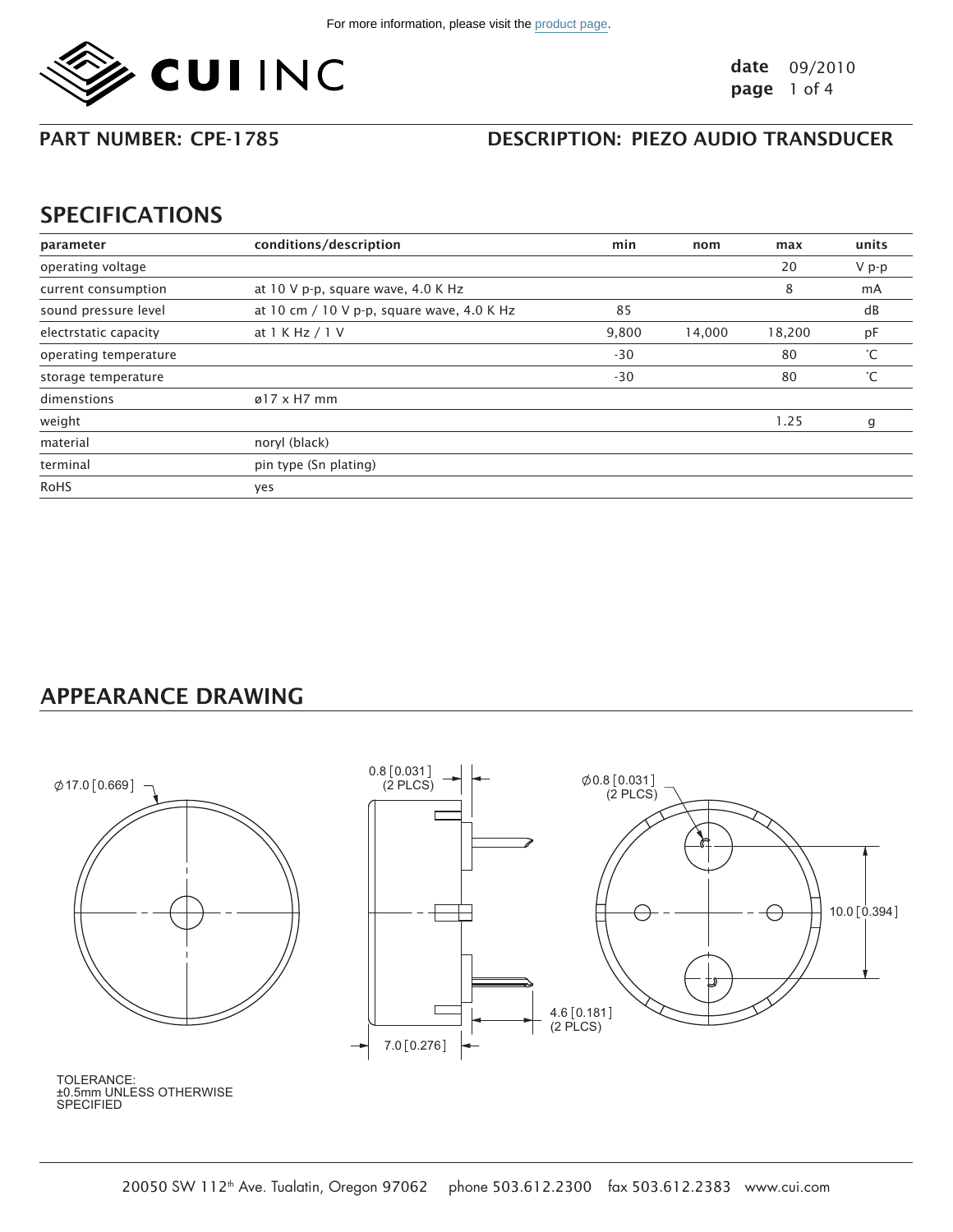For more information, please visit the product page.

**CUI INC**

**date** 09/2010

**PART NUMBER: CPE-1785**

**DESCRIPTION: PIEZO AUDIO TRANSDUCER**

## SPECIFICATIONS

| parameter | conditions/description | min | nom | max | units |
|---|---|---|---|---|---|
| operating voltage | | | | 20 | V p-p |
| current consumption | at 10 V p-p, square wave, 4.0 K Hz | | | 8 | mA |
| sound pressure level | at 10 cm / 10 V p-p, square wave, 4.0 K Hz | 85 | | | dB |
| electrstatic capacity | at 1 K Hz / 1 V | 9,800 | 14,000 | 18,200 | pF |
| operating temperature | | -30 | | 80 | °C |
| storage temperature | | -30 | | 80 | °C |
| dimenstions | ø17 x H7 mm | | | | |
| weight | | | | 1.25 | g |
| material | noryl (black) | | | | |
| terminal | pin type (Sn plating) | | | | |
| RoHS | yes | | | | |

## APPEARANCE DRAWING

∅17.0 [0.669]

0.8 [0.031] (2 PLCS)

∅0.8 [0.031] (2 PLCS)

10.0 [0.394]

4.6 [0.181] (2 PLCS)

7.0 [0.276]

TOLERANCE:
±0.5mm UNLESS OTHERWISE SPECIFIED

20050 SW 112th Ave. Tualatin, Oregon 97062 phone 503.612.2300 fax 503.612.2383 www.cui.com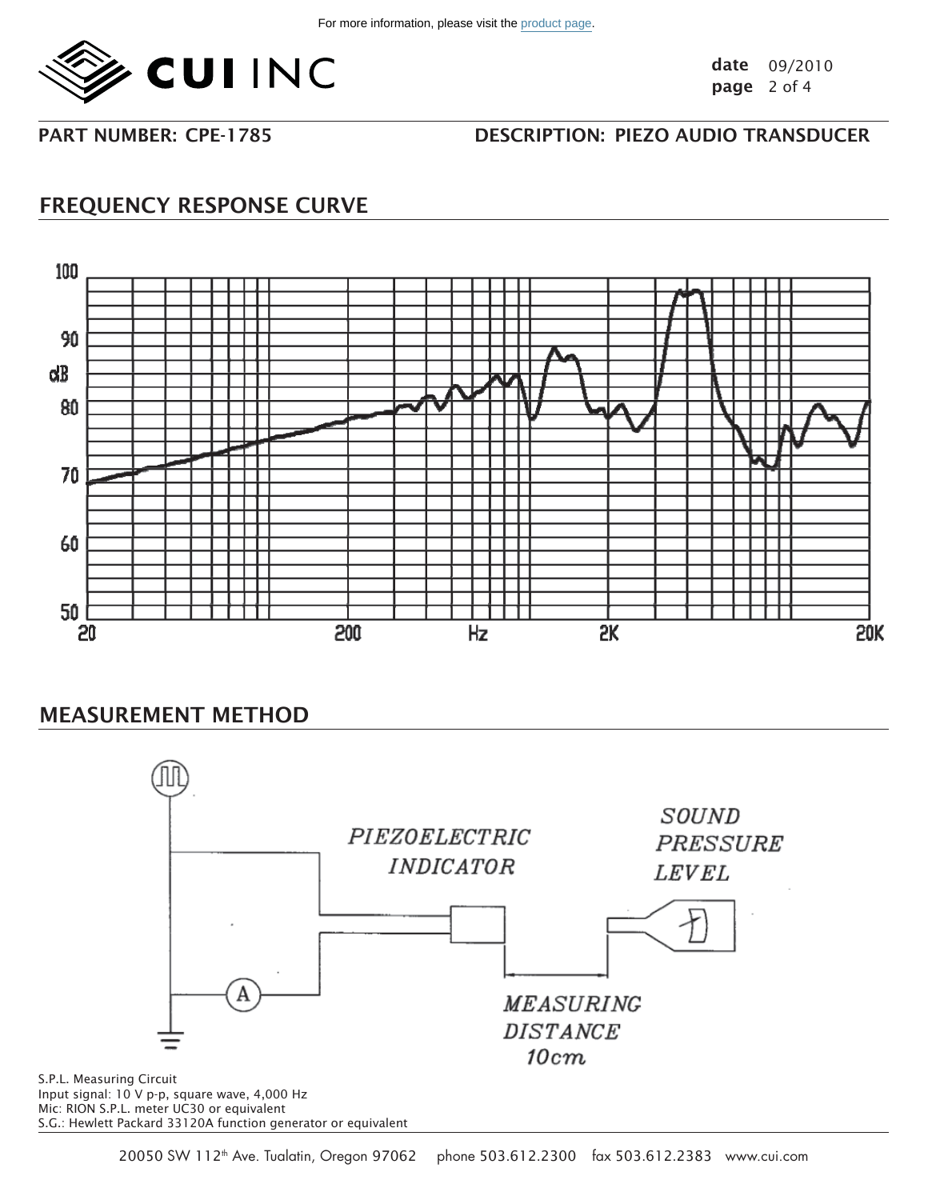For more information, please visit the product page.

**date** 09/2010

**PART NUMBER: CPE-1785** **DESCRIPTION: PIEZO AUDIO TRANSDUCER**

## FREQUENCY RESPONSE CURVE

## MEASUREMENT METHOD

S.P.L. Measuring Circuit
Input signal: 10 V p-p, square wave, 4,000 Hz
Mic: RION S.P.L. meter UC30 or equivalent
S.G.: Hewlett Packard 33120A function generator or equivalent

20050 SW 112th Ave. Tualatin, Oregon 97062 phone 503.612.2300 fax 503.612.2383 www.cui.com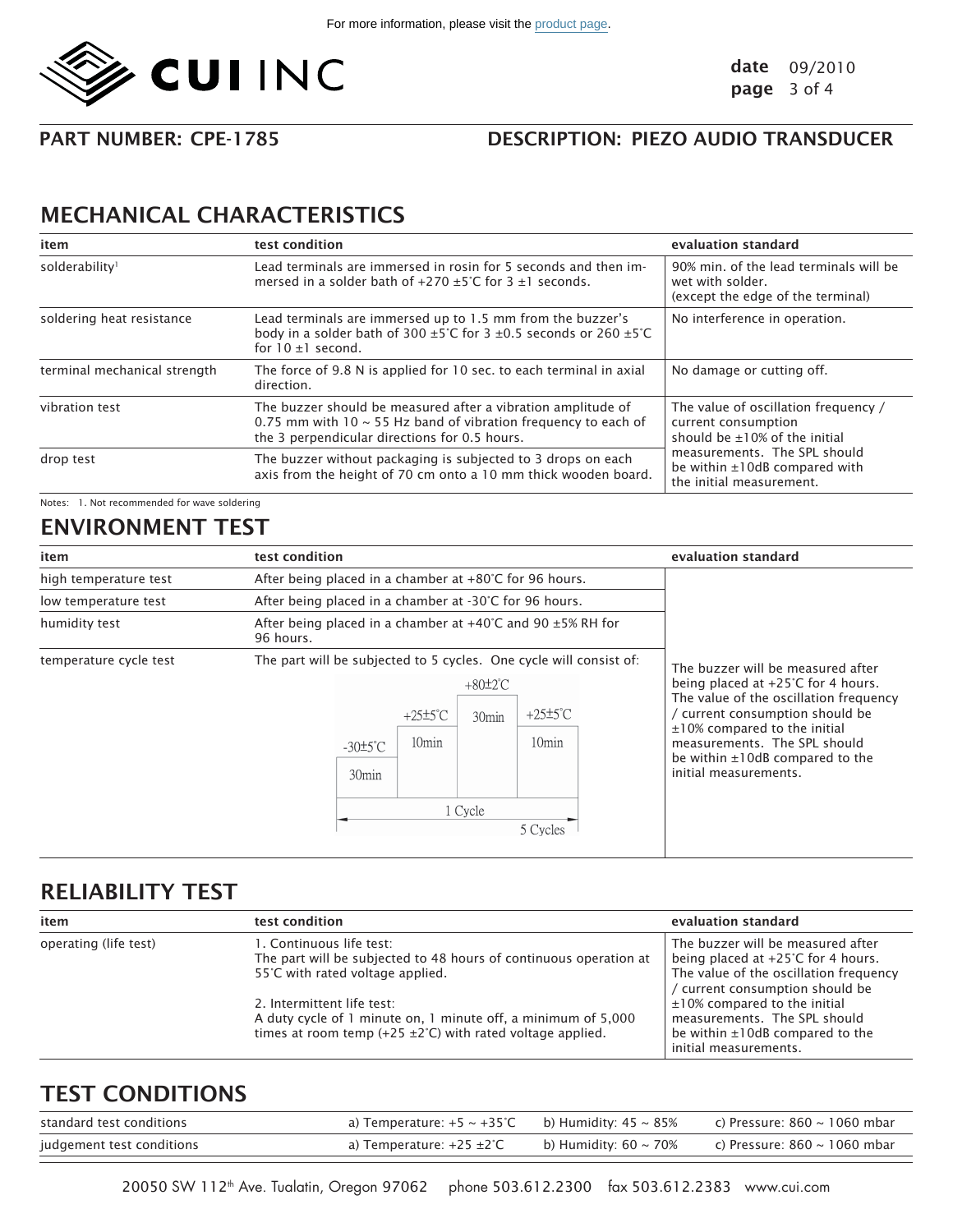For more information, please visit the product page.

**PART NUMBER: CPE-1785** **DESCRIPTION: PIEZO AUDIO TRANSDUCER**

## MECHANICAL CHARACTERISTICS

| item | test condition | evaluation standard |
|---|---|---|
| solderability[1] | Lead terminals are immersed in rosin for 5 seconds and then immersed in a solder bath of +270 ±5°C for 3 ±1 seconds. | 90% min. of the lead terminals will be wet with solder. (except the edge of the terminal) |
| soldering heat resistance | Lead terminals are immersed up to 1.5 mm from the buzzer's body in a solder bath of 300 ±5°C for 3 ±0.5 seconds or 260 ±5°C for 10 ±1 second. | No interference in operation. |
| terminal mechanical strength | The force of 9.8 N is applied for 10 sec. to each terminal in axial direction. | No damage or cutting off. |
| vibration test | The buzzer should be measured after a vibration amplitude of 0.75 mm with 10 ~ 55 Hz band of vibration frequency to each of the 3 perpendicular directions for 0.5 hours. | The value of oscillation frequency / current consumption should be ±10% of the initial measurements. The SPL should be within ±10dB compared with the initial measurement. |
| drop test | The buzzer without packaging is subjected to 3 drops on each axis from the height of 70 cm onto a 10 mm thick wooden board. | |

Notes: 1. Not recommended for wave soldering

## ENVIRONMENT TEST

| item | test condition | evaluation standard |
|---|---|---|
| high temperature test | After being placed in a chamber at +80°C for 96 hours. | The buzzer will be measured after being placed at +25°C for 4 hours. The value of the oscillation frequency / current consumption should be ±10% compared to the initial measurements. The SPL should be within ±10dB compared to the initial measurements. |
| low temperature test | After being placed in a chamber at -30°C for 96 hours. | |
| humidity test | After being placed in a chamber at +40°C and 90 ±5% RH for 96 hours. | |
| temperature cycle test | The part will be subjected to 5 cycles. One cycle will consist of: -30±5°C 30min → +25±5°C 10min → +80±2°C 30min → +25±5°C 10min (1 Cycle; 5 Cycles) | |

## RELIABILITY TEST

| item | test condition | evaluation standard |
|---|---|---|
| operating (life test) | 1. Continuous life test: The part will be subjected to 48 hours of continuous operation at 55°C with rated voltage applied.<br><br>2. Intermittent life test: A duty cycle of 1 minute on, 1 minute off, a minimum of 5,000 times at room temp (+25 ±2°C) with rated voltage applied. | The buzzer will be measured after being placed at +25°C for 4 hours. The value of the oscillation frequency / current consumption should be ±10% compared to the initial measurements. The SPL should be within ±10dB compared to the initial measurements. |

## TEST CONDITIONS

| | | | |
|---|---|---|---|
| standard test conditions | a) Temperature: +5 ~ +35°C | b) Humidity: 45 ~ 85% | c) Pressure: 860 ~ 1060 mbar |
| judgement test conditions | a) Temperature: +25 ±2°C | b) Humidity: 60 ~ 70% | c) Pressure: 860 ~ 1060 mbar |

20050 SW 112th Ave. Tualatin, Oregon 97062 phone 503.612.2300 fax 503.612.2383 www.cui.com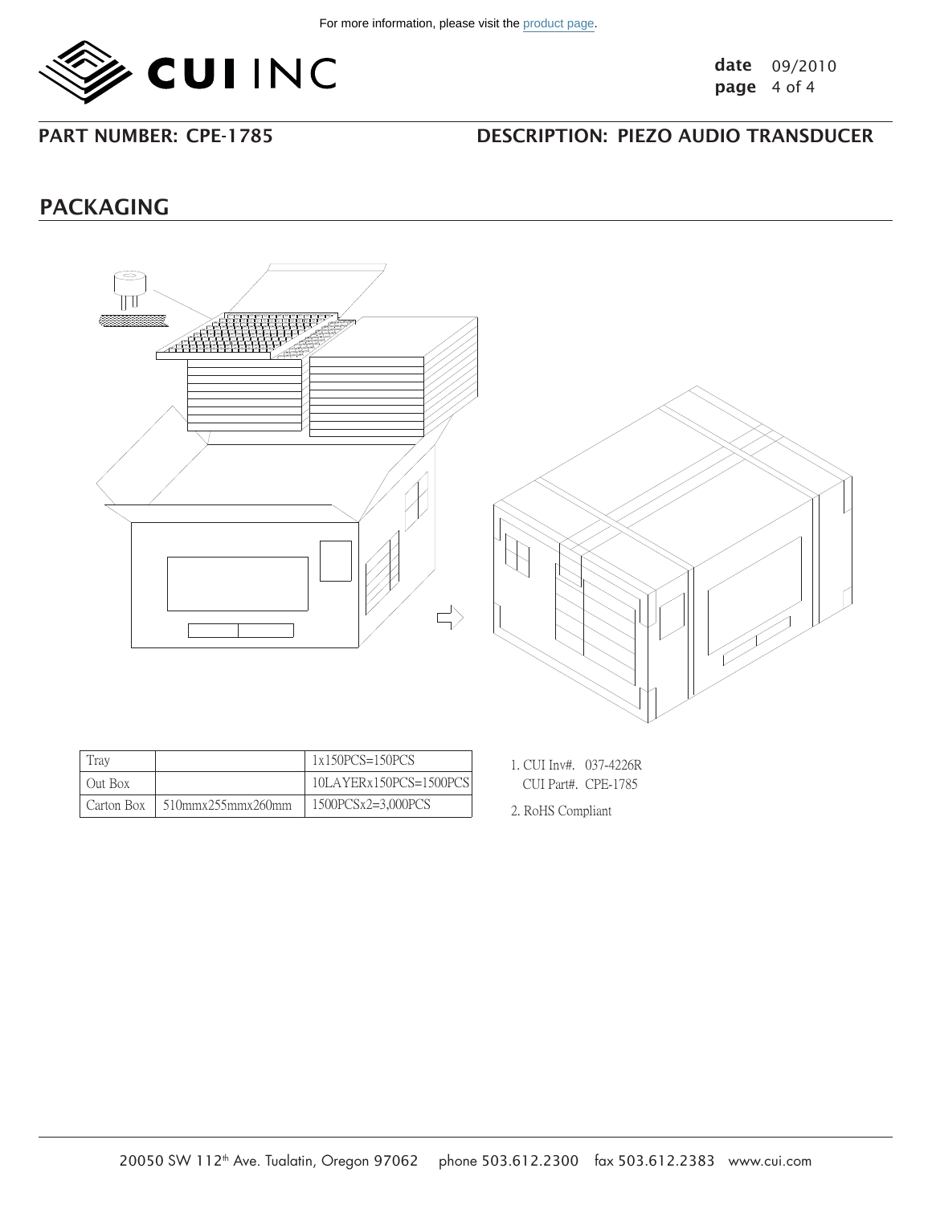PART NUMBER: CPE-1785

DESCRIPTION: PIEZO AUDIO TRANSDUCER

## PACKAGING

| | | |
|---|---|---|
| Tray | | 1x150PCS=150PCS |
| Out Box | | 10LAYERx150PCS=1500PCS |
| Carton Box | 510mmx255mmx260mm | 1500PCSx2=3,000PCS |

1. CUI Inv#. 037-4226R
   CUI Part#. CPE-1785
2. RoHS Compliant